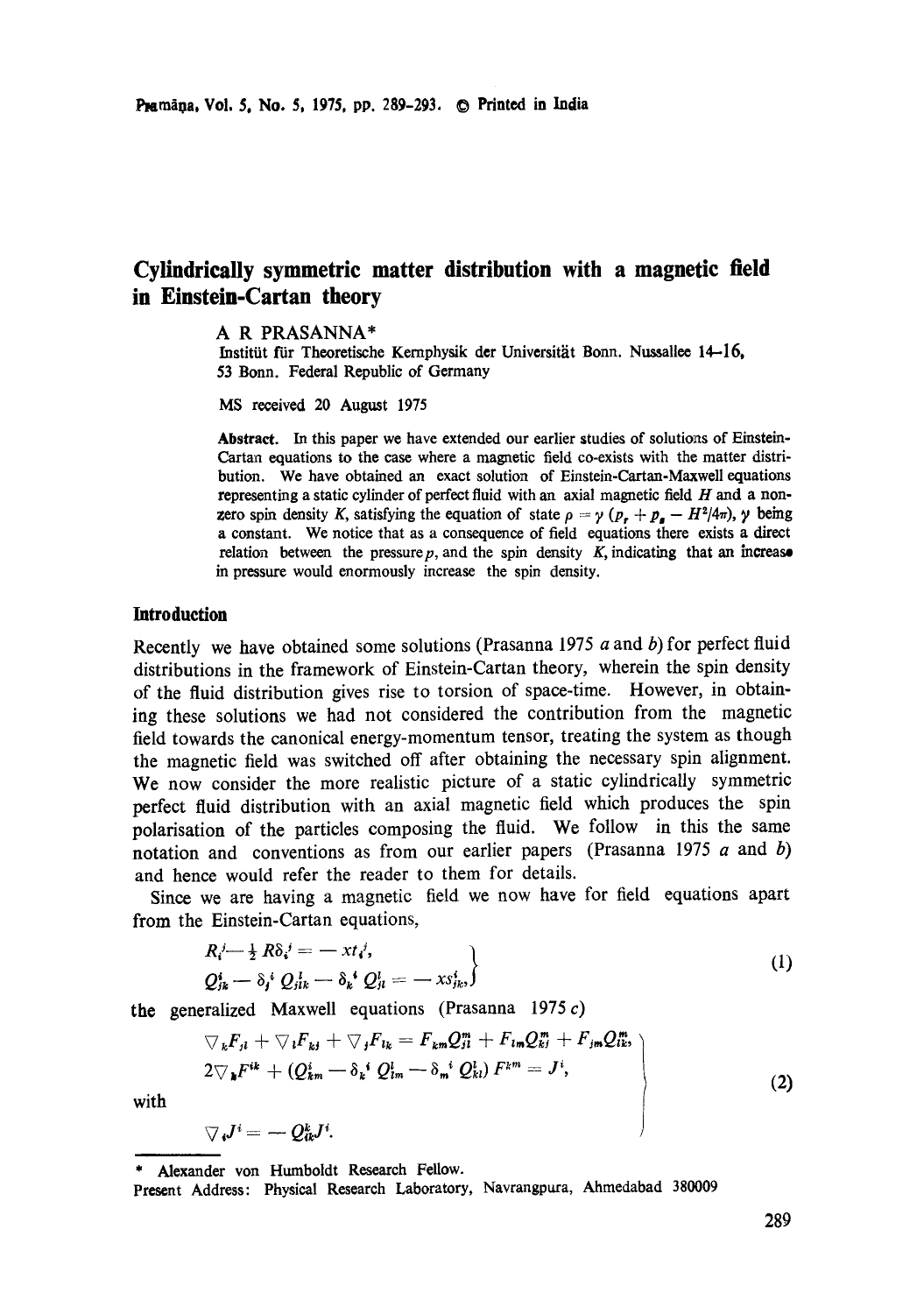# Cylindrically symmetric matter distribution with a magnetic field in Einstein-Cartan theory

A R PRASANNA*

Institüt für Theoretische Kernphysik der Universität Bonn. Nussallee 14–16, 53 Bonn. Federal Republic of Germany

MS received 20 August 1975

**Abstract.** In this paper we have extended our earlier studies of solutions of Einstein-Cartan equations to the case where a magnetic field co-exists with the matter distribution. We have obtained an exact solution of Einstein-Cartan-Maxwell equations representing a static cylinder of perfect fluid with an axial magnetic field $H$ and a non-zero spin density $K$, satisfying the equation of state $\rho = \gamma\,(p_r + p_s - H^2/4\pi)$, $\gamma$ being a constant. We notice that as a consequence of field equations there exists a direct relation between the pressure $p$, and the spin density $K$, indicating that an increase in pressure would enormously increase the spin density.

## Introduction

Recently we have obtained some solutions (Prasanna 1975 *a* and *b*) for perfect fluid distributions in the framework of Einstein-Cartan theory, wherein the spin density of the fluid distribution gives rise to torsion of space-time. However, in obtaining these solutions we had not considered the contribution from the magnetic field towards the canonical energy-momentum tensor, treating the system as though the magnetic field was switched off after obtaining the necessary spin alignment. We now consider the more realistic picture of a static cylindrically symmetric perfect fluid distribution with an axial magnetic field which produces the spin polarisation of the particles composing the fluid. We follow in this the same notation and conventions as from our earlier papers (Prasanna 1975 *a* and *b*) and hence would refer the reader to them for details.

Since we are having a magnetic field we now have for field equations apart from the Einstein-Cartan equations,

$$
\left.
\begin{aligned}
&R_i^{\,j} - \tfrac{1}{2} R\delta_i^{\,j} = -x t_i^{\,j}, \\
&Q_{jk}^{i} - \delta_j^{\,i} Q_{lk}^{l} - \delta_k^{\,i} Q_{jl}^{l} = -x s_{jk}^{i},
\end{aligned}
\right\}
\tag{1}
$$

the generalized Maxwell equations (Prasanna 1975 *c*)

$$
\left.
\begin{aligned}
&\nabla_k F_{jl} + \nabla_l F_{kj} + \nabla_j F_{lk} = F_{km} Q_{jl}^{m} + F_{lm} Q_{kj}^{m} + F_{jm} Q_{lk}^{m}, \\
&2\nabla_k F^{ik} + (Q_{km}^{i} - \delta_k^{\,i} Q_{lm}^{l} - \delta_m^{\,i} Q_{kl}^{l}) F^{km} = J^i,
\end{aligned}
\right\}
\tag{2}
$$

with

$$
\nabla_i J^i = -Q_{ik}^{k} J^i.
$$

---

\* Alexander von Humboldt Research Fellow.

Present Address: Physical Research Laboratory, Navrangpura, Ahmedabad 380009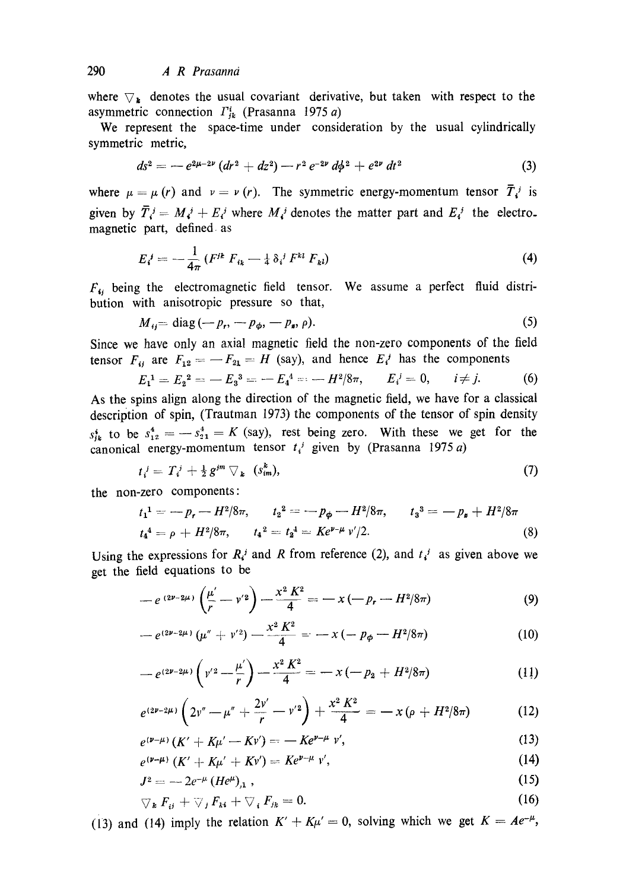where $\nabla_k$ denotes the usual covariant derivative, but taken with respect to the asymmetric connection $\Gamma^i_{jk}$ (Prasanna 1975 *a*)

We represent the space-time under consideration by the usual cylindrically symmetric metric,

$$ds^2 = -e^{2\mu-2\nu}(dr^2 + dz^2) - r^2 e^{-2\nu} d\phi^2 + e^{2\nu} dt^2 \tag{3}$$

where $\mu = \mu(r)$ and $\nu = \nu(r)$. The symmetric energy-momentum tensor $\bar{T}_i^j$ is given by $\bar{T}_i^j = M_i^j + E_i^j$ where $M_i^j$ denotes the matter part and $E_i^j$ the electromagnetic part, defined as

$$E_i^j = -\frac{1}{4\pi}(F^{jk} F_{ik} - \tfrac{1}{4}\delta_i^j F^{kl} F_{kl}) \tag{4}$$

$F_{ij}$ being the electromagnetic field tensor. We assume a perfect fluid distribution with anisotropic pressure so that,

$$M_{ij} = \text{diag}(-p_r, -p_\phi, -p_z, \rho). \tag{5}$$

Since we have only an axial magnetic field the non-zero components of the field tensor $F_{ij}$ are $F_{12} = -F_{21} = H$ (say), and hence $E_i^j$ has the components

$$E_1^1 = E_2^2 = -E_3^3 = -E_4^4 = -H^2/8\pi, \qquad E_i^j = 0, \quad i \neq j. \tag{6}$$

As the spins align along the direction of the magnetic field, we have for a classical description of spin, (Trautman 1973) the components of the tensor of spin density $s^i_{jk}$ to be $s^4_{12} = -s^4_{21} = K$ (say), rest being zero. With these we get for the canonical energy-momentum tensor $t_i^j$ given by (Prasanna 1975 *a*)

$$t_i^j = T_i^j + \tfrac{1}{2} g^{jm} \nabla_k (s^k_{im}), \tag{7}$$

the non-zero components:

$$t_1^1 = -p_r - H^2/8\pi, \qquad t_2^2 = -p_\phi - H^2/8\pi, \qquad t_3^3 = -p_z + H^2/8\pi$$
$$t_4^4 = \rho + H^2/8\pi, \qquad t_4^2 = t_2^4 = K e^{\nu-\mu} \nu'/2. \tag{8}$$

Using the expressions for $R_i^j$ and $R$ from reference (2), and $t_i^j$ as given above we get the field equations to be

$$-e^{(2\nu-2\mu)}\left(\frac{\mu'}{r} - \nu'^2\right) - \frac{x^2 K^2}{4} = -x(-p_r - H^2/8\pi) \tag{9}$$

$$-e^{(2\nu-2\mu)}(\mu'' + \nu'^2) - \frac{x^2 K^2}{4} = -x(-p_\phi - H^2/8\pi) \tag{10}$$

$$-e^{(2\nu-2\mu)}\left(\nu'^2 - \frac{\mu'}{r}\right) - \frac{x^2 K^2}{4} = -x(-p_z + H^2/8\pi) \tag{11}$$

$$e^{(2\nu-2\mu)}\left(2\nu'' - \mu'' + \frac{2\nu'}{r} - \nu'^2\right) + \frac{x^2 K^2}{4} = -x(\rho + H^2/8\pi) \tag{12}$$

$$e^{(\nu-\mu)}(K' + K\mu' - K\nu') = -K e^{\nu-\mu} \nu', \tag{13}$$

$$e^{(\nu-\mu)}(K' + K\mu' + K\nu') = K e^{\nu-\mu} \nu', \tag{14}$$

$$J^2 = -2e^{-\mu}(He^{\mu})_{,1}, \tag{15}$$

$$\nabla_k F_{ij} + \nabla_j F_{ki} + \nabla_i F_{jk} = 0. \tag{16}$$

(13) and (14) imply the relation $K' + K\mu' = 0$, solving which we get $K = Ae^{-\mu}$,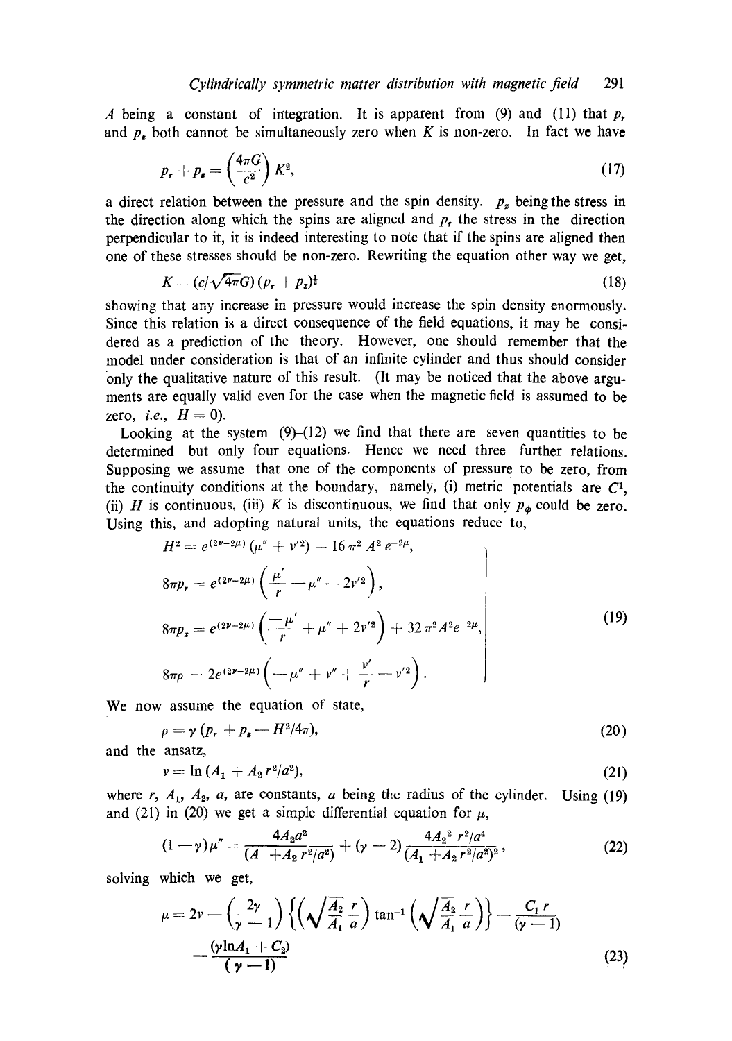$A$ being a constant of integration. It is apparent from (9) and (11) that $p_r$ and $p_z$ both cannot be simultaneously zero when $K$ is non-zero. In fact we have

$$p_r + p_z = \left(\frac{4\pi G}{c^2}\right) K^2, \tag{17}$$

a direct relation between the pressure and the spin density. $p_z$ being the stress in the direction along which the spins are aligned and $p_r$ the stress in the direction perpendicular to it, it is indeed interesting to note that if the spins are aligned then one of these stresses should be non-zero. Rewriting the equation other way we get,

$$K = (c/\sqrt{4\pi G})\,(p_r + p_z)^{\frac{1}{2}} \tag{18}$$

showing that any increase in pressure would increase the spin density enormously. Since this relation is a direct consequence of the field equations, it may be considered as a prediction of the theory. However, one should remember that the model under consideration is that of an infinite cylinder and thus should consider only the qualitative nature of this result. (It may be noticed that the above arguments are equally valid even for the case when the magnetic field is assumed to be zero, *i.e.*, $H = 0$).

Looking at the system (9)–(12) we find that there are seven quantities to be determined but only four equations. Hence we need three further relations. Supposing we assume that one of the components of pressure to be zero, from the continuity conditions at the boundary, namely, (i) metric potentials are $C^1$, (ii) $H$ is continuous, (iii) $K$ is discontinuous, we find that only $p_\phi$ could be zero. Using this, and adopting natural units, the equations reduce to,

$$\left.\begin{aligned}
H^2 &= e^{(2\nu-2\mu)}\,(\mu'' + \nu'^2) + 16\,\pi^2 A^2 e^{-2\mu},\\
8\pi p_r &= e^{(2\nu-2\mu)}\left(\frac{\mu'}{r} - \mu'' - 2\nu'^2\right),\\
8\pi p_z &= e^{(2\nu-2\mu)}\left(\frac{-\mu'}{r} + \mu'' + 2\nu'^2\right) + 32\,\pi^2 A^2 e^{-2\mu},\\
8\pi \rho &= 2e^{(2\nu-2\mu)}\left(-\mu'' + \nu'' + \frac{\nu'}{r} - \nu'^2\right).
\end{aligned}\right\} \tag{19}$$

We now assume the equation of state,

$$\rho = \gamma\,(p_r + p_z - H^2/4\pi), \tag{20}$$

and the ansatz,

$$\nu = \ln\,(A_1 + A_2\, r^2/a^2), \tag{21}$$

where $r$, $A_1$, $A_2$, $a$, are constants, $a$ being the radius of the cylinder. Using (19) and (21) in (20) we get a simple differential equation for $\mu$,

$$(1-\gamma)\,\mu'' = \frac{4A_2 a^2}{(A + A_2\, r^2/a^2)} + (\gamma - 2)\,\frac{4A_2{}^2\, r^2/a^4}{(A_1 + A_2\, r^2/a^2)^2}, \tag{22}$$

solving which we get,

$$\mu = 2\nu - \left(\frac{2\gamma}{\gamma-1}\right)\left\{\left(\sqrt{\frac{A_2}{A_1}}\,\frac{r}{a}\right)\tan^{-1}\left(\sqrt{\frac{A_2}{A_1}}\,\frac{r}{a}\right)\right\} - \frac{C_1\, r}{(\gamma-1)} - \frac{(\gamma \ln A_1 + C_2)}{(\gamma-1)} \tag{23}$$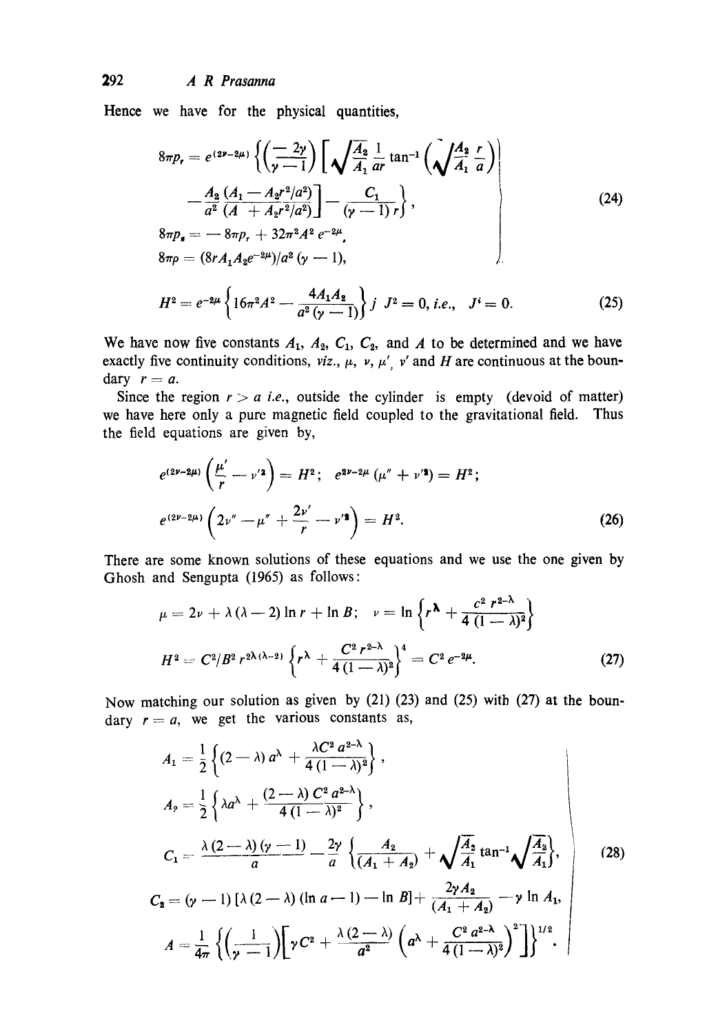Hence we have for the physical quantities,

$$
\left.
\begin{aligned}
8\pi p_r &= e^{(2\nu-2\mu)}\left\{\left(\frac{-2\gamma}{\gamma-1}\right)\left[\sqrt{\frac{A_2}{A_1}}\frac{1}{ar}\tan^{-1}\left(\sqrt{\frac{A_2}{A_1}}\frac{r}{a}\right)\right.\right. \\
&\quad \left.\left. -\frac{A_2\,(A_1 - A_2 r^2/a^2)}{a^2\,(A\ + A_2 r^2/a^2)}\right] - \frac{C_1}{(\gamma-1)\,r}\right\}, \\
8\pi p_\theta &= -\,8\pi p_r + 32\pi^2 A^2\, e^{-2\mu}, \\
8\pi\rho &= (8rA_1A_2 e^{-2\mu})/a^2\,(\gamma-1),
\end{aligned}
\right\} \tag{24}
$$

$$
H^2 = e^{-2\mu}\left\{16\pi^2 A^2 - \frac{4A_1A_2}{a^2\,(\gamma-1)}\right\} j\ \ J^2 = 0,\ i.e.,\ \ J^i = 0. \tag{25}
$$

We have now five constants $A_1$, $A_2$, $C_1$, $C_2$, and $A$ to be determined and we have exactly five continuity conditions, *viz.*, $\mu$, $\nu$, $\mu'$, $\nu'$ and $H$ are continuous at the boundary $r = a$.

Since the region $r > a$ *i.e.*, outside the cylinder is empty (devoid of matter) we have here only a pure magnetic field coupled to the gravitational field. Thus the field equations are given by,

$$
e^{(2\nu-2\mu)}\left(\frac{\mu'}{r} - \nu'^2\right) = H^2;\quad e^{2\nu-2\mu}\,(\mu'' + \nu'^2) = H^2;
$$

$$
e^{(2\nu-2\mu)}\left(2\nu'' - \mu'' + \frac{2\nu'}{r} - \nu'^2\right) = H^2. \tag{26}
$$

There are some known solutions of these equations and we use the one given by Ghosh and Sengupta (1965) as follows:

$$
\mu = 2\nu + \lambda\,(\lambda-2)\ln r + \ln B;\quad \nu = \ln\left\{r^\lambda + \frac{c^2\, r^{2-\lambda}}{4\,(1-\lambda)^2}\right\}
$$

$$
H^2 = C^2/B^2\, r^{2\lambda(\lambda-2)}\left\{r^\lambda + \frac{C^2\, r^{2-\lambda}}{4\,(1-\lambda)^2}\right\}^4 = C^2\, e^{-2\mu}. \tag{27}
$$

Now matching our solution as given by (21) (23) and (25) with (27) at the boundary $r = a$, we get the various constants as,

$$
\left.
\begin{aligned}
A_1 &= \frac{1}{2}\left\{(2-\lambda)\,a^\lambda + \frac{\lambda C^2\, a^{2-\lambda}}{4\,(1-\lambda)^2}\right\}, \\
A_2 &= \frac{1}{2}\left\{\lambda a^\lambda + \frac{(2-\lambda)\, C^2\, a^{2-\lambda}}{4\,(1-\lambda)^2}\right\}, \\
C_1 &= \frac{\lambda\,(2-\lambda)\,(\gamma-1)}{a} - \frac{2\gamma}{a}\left\{\frac{A_2}{(A_1+A_2)} + \sqrt{\frac{A_2}{A_1}}\tan^{-1}\sqrt{\frac{A_2}{A_1}}\right\}, \\
C_2 &= (\gamma-1)\,[\lambda\,(2-\lambda)\,(\ln a - 1) - \ln B] + \frac{2\gamma A_2}{(A_1+A_2)} - \gamma\ln A_1, \\
A &= \frac{1}{4\pi}\left\{\left(\frac{1}{\gamma-1}\right)\left[\gamma C^2 + \frac{\lambda\,(2-\lambda)}{a^2}\left(a^\lambda + \frac{C^2\, a^{2-\lambda}}{4\,(1-\lambda)^2}\right)^2\right]\right\}^{1/2}.
\end{aligned}
\right\} \tag{28}
$$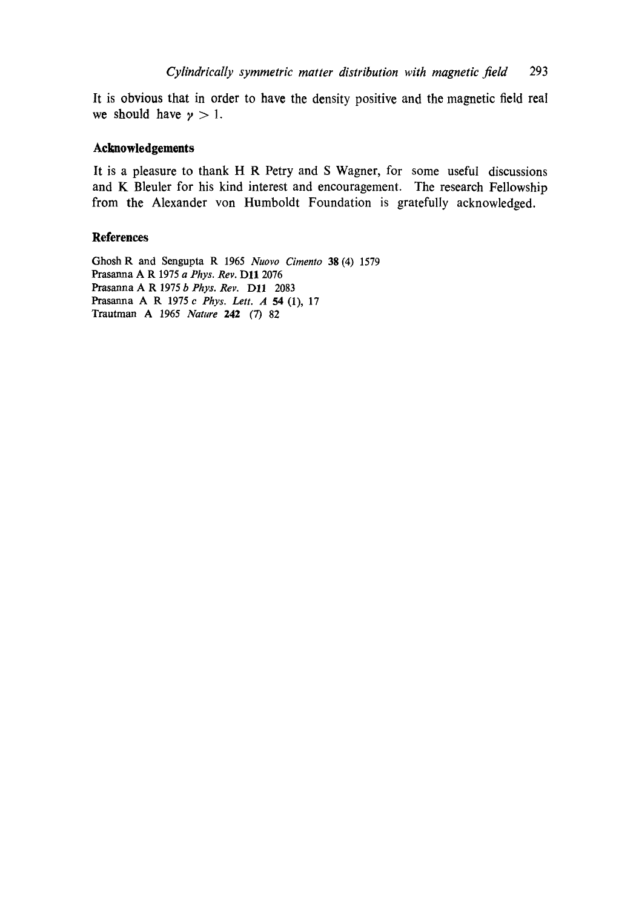It is obvious that in order to have the density positive and the magnetic field real we should have $\gamma > 1$.

## Acknowledgements

It is a pleasure to thank H R Petry and S Wagner, for some useful discussions and K Bleuler for his kind interest and encouragement. The research Fellowship from the Alexander von Humboldt Foundation is gratefully acknowledged.

## References

Ghosh R and Sengupta R 1965 *Nuovo Cimento* **38** (4) 1579

Prasanna A R 1975 *a Phys. Rev.* **D11** 2076

Prasanna A R 1975 *b Phys. Rev.* **D11** 2083

Prasanna A R 1975 *c Phys. Lett. A* **54** (1), 17

Trautman A 1965 *Nature* **242** (7) 82